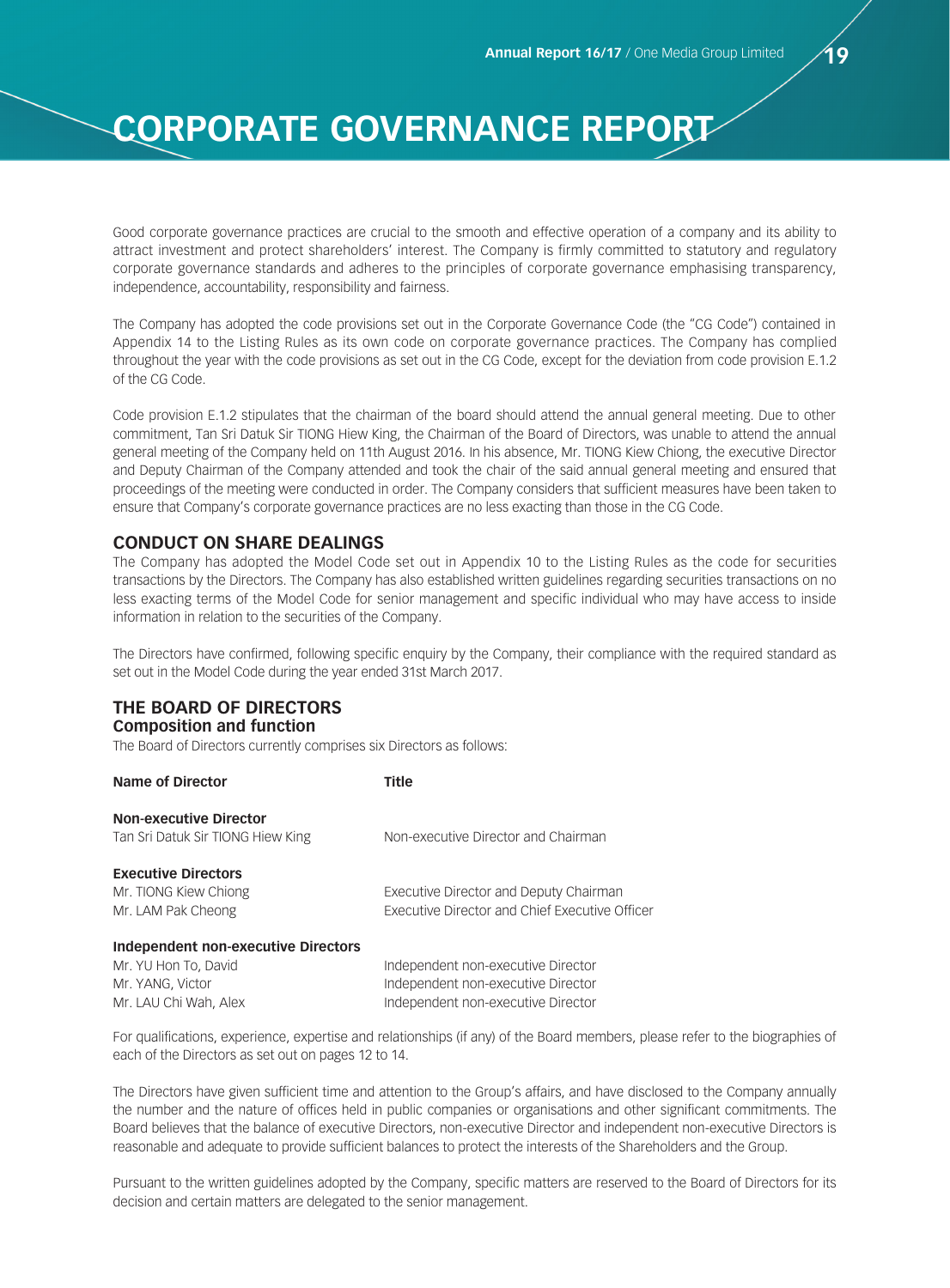# CORPORATE GOVERNANCE REPORT

Good corporate governance practices are crucial to the smooth and effective operation of a company and its ability to attract investment and protect shareholders' interest. The Company is firmly committed to statutory and regulatory corporate governance standards and adheres to the principles of corporate governance emphasising transparency, independence, accountability, responsibility and fairness.

The Company has adopted the code provisions set out in the Corporate Governance Code (the "CG Code") contained in Appendix 14 to the Listing Rules as its own code on corporate governance practices. The Company has complied throughout the year with the code provisions as set out in the CG Code, except for the deviation from code provision E.1.2 of the CG Code.

Code provision E.1.2 stipulates that the chairman of the board should attend the annual general meeting. Due to other commitment, Tan Sri Datuk Sir TIONG Hiew King, the Chairman of the Board of Directors, was unable to attend the annual general meeting of the Company held on 11th August 2016. In his absence, Mr. TIONG Kiew Chiong, the executive Director and Deputy Chairman of the Company attended and took the chair of the said annual general meeting and ensured that proceedings of the meeting were conducted in order. The Company considers that sufficient measures have been taken to ensure that Company's corporate governance practices are no less exacting than those in the CG Code.

## CONDUCT ON SHARE DEALINGS

The Company has adopted the Model Code set out in Appendix 10 to the Listing Rules as the code for securities transactions by the Directors. The Company has also established written guidelines regarding securities transactions on no less exacting terms of the Model Code for senior management and specific individual who may have access to inside information in relation to the securities of the Company.

The Directors have confirmed, following specific enquiry by the Company, their compliance with the required standard as set out in the Model Code during the year ended 31st March 2017.

## THE BOARD OF DIRECTORS

### Composition and function

The Board of Directors currently comprises six Directors as follows:

| Name of Director | Title |
|---|---|
| **Non-executive Director** | |
| Tan Sri Datuk Sir TIONG Hiew King | Non-executive Director and Chairman |
| **Executive Directors** | |
| Mr. TIONG Kiew Chiong | Executive Director and Deputy Chairman |
| Mr. LAM Pak Cheong | Executive Director and Chief Executive Officer |
| **Independent non-executive Directors** | |
| Mr. YU Hon To, David | Independent non-executive Director |
| Mr. YANG, Victor | Independent non-executive Director |
| Mr. LAU Chi Wah, Alex | Independent non-executive Director |

For qualifications, experience, expertise and relationships (if any) of the Board members, please refer to the biographies of each of the Directors as set out on pages 12 to 14.

The Directors have given sufficient time and attention to the Group's affairs, and have disclosed to the Company annually the number and the nature of offices held in public companies or organisations and other significant commitments. The Board believes that the balance of executive Directors, non-executive Director and independent non-executive Directors is reasonable and adequate to provide sufficient balances to protect the interests of the Shareholders and the Group.

Pursuant to the written guidelines adopted by the Company, specific matters are reserved to the Board of Directors for its decision and certain matters are delegated to the senior management.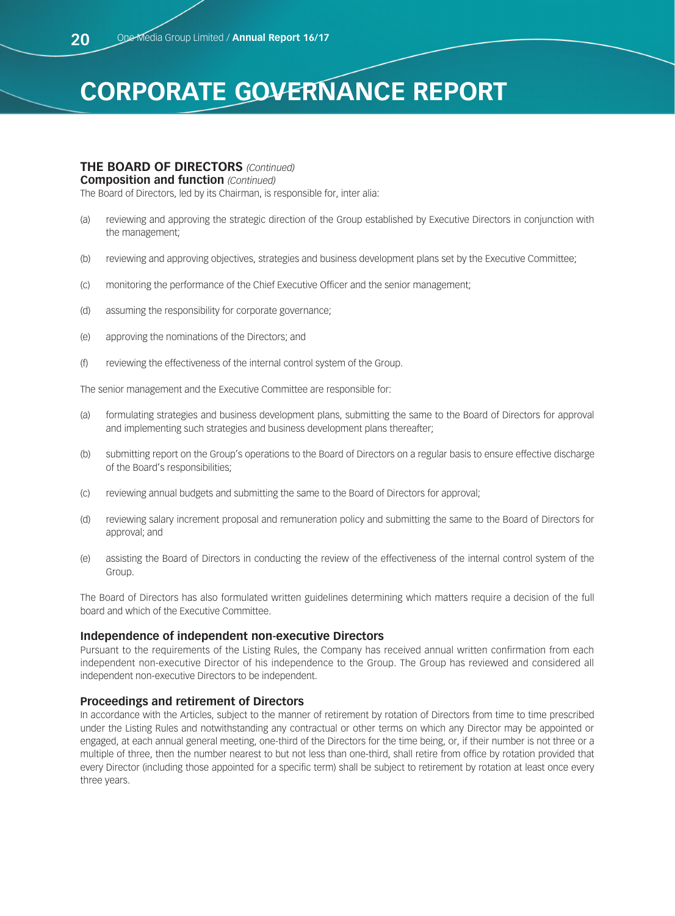# CORPORATE GOVERNANCE REPORT

## THE BOARD OF DIRECTORS *(Continued)*

### Composition and function *(Continued)*

The Board of Directors, led by its Chairman, is responsible for, inter alia:

(a) reviewing and approving the strategic direction of the Group established by Executive Directors in conjunction with the management;

(b) reviewing and approving objectives, strategies and business development plans set by the Executive Committee;

(c) monitoring the performance of the Chief Executive Officer and the senior management;

(d) assuming the responsibility for corporate governance;

(e) approving the nominations of the Directors; and

(f) reviewing the effectiveness of the internal control system of the Group.

The senior management and the Executive Committee are responsible for:

(a) formulating strategies and business development plans, submitting the same to the Board of Directors for approval and implementing such strategies and business development plans thereafter;

(b) submitting report on the Group's operations to the Board of Directors on a regular basis to ensure effective discharge of the Board's responsibilities;

(c) reviewing annual budgets and submitting the same to the Board of Directors for approval;

(d) reviewing salary increment proposal and remuneration policy and submitting the same to the Board of Directors for approval; and

(e) assisting the Board of Directors in conducting the review of the effectiveness of the internal control system of the Group.

The Board of Directors has also formulated written guidelines determining which matters require a decision of the full board and which of the Executive Committee.

### Independence of independent non-executive Directors

Pursuant to the requirements of the Listing Rules, the Company has received annual written confirmation from each independent non-executive Director of his independence to the Group. The Group has reviewed and considered all independent non-executive Directors to be independent.

### Proceedings and retirement of Directors

In accordance with the Articles, subject to the manner of retirement by rotation of Directors from time to time prescribed under the Listing Rules and notwithstanding any contractual or other terms on which any Director may be appointed or engaged, at each annual general meeting, one-third of the Directors for the time being, or, if their number is not three or a multiple of three, then the number nearest to but not less than one-third, shall retire from office by rotation provided that every Director (including those appointed for a specific term) shall be subject to retirement by rotation at least once every three years.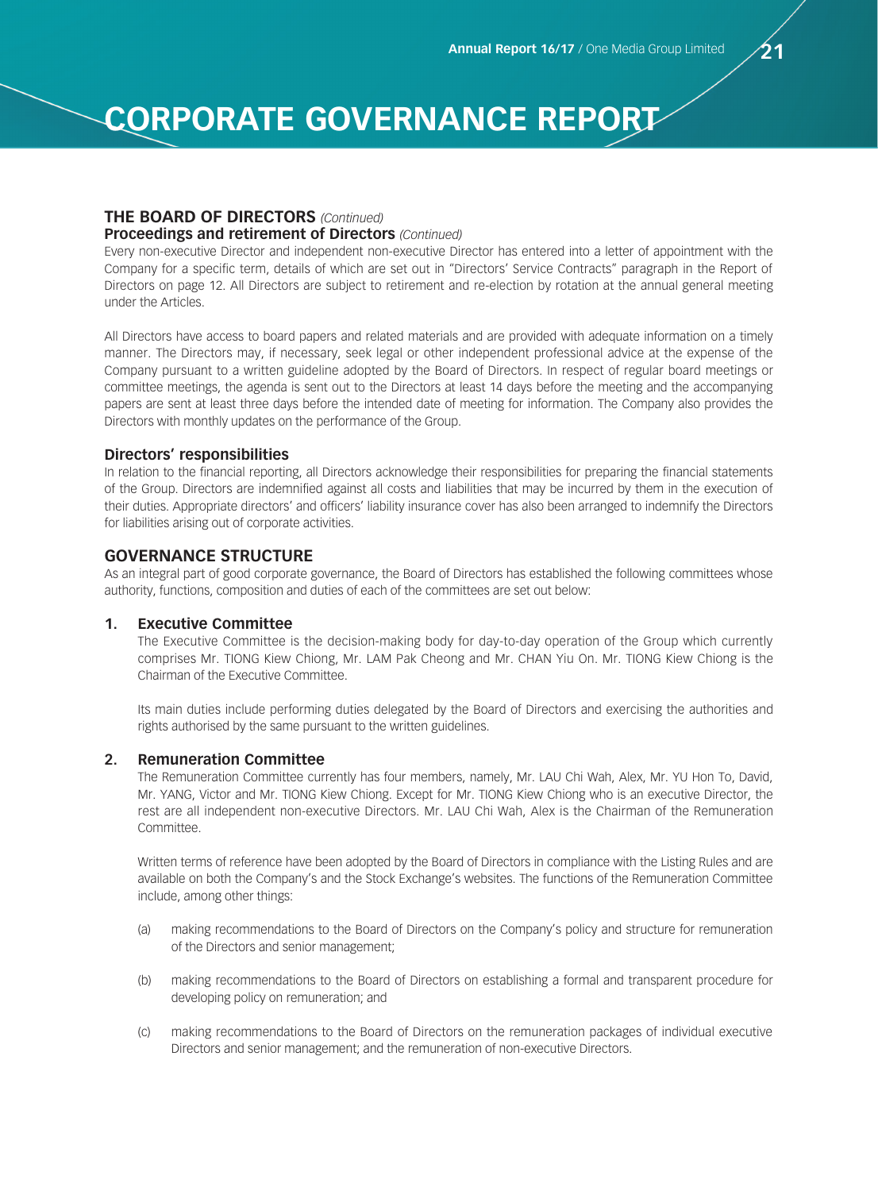# CORPORATE GOVERNANCE REPORT

## THE BOARD OF DIRECTORS *(Continued)*

### Proceedings and retirement of Directors *(Continued)*

Every non-executive Director and independent non-executive Director has entered into a letter of appointment with the Company for a specific term, details of which are set out in "Directors' Service Contracts" paragraph in the Report of Directors on page 12. All Directors are subject to retirement and re-election by rotation at the annual general meeting under the Articles.

All Directors have access to board papers and related materials and are provided with adequate information on a timely manner. The Directors may, if necessary, seek legal or other independent professional advice at the expense of the Company pursuant to a written guideline adopted by the Board of Directors. In respect of regular board meetings or committee meetings, the agenda is sent out to the Directors at least 14 days before the meeting and the accompanying papers are sent at least three days before the intended date of meeting for information. The Company also provides the Directors with monthly updates on the performance of the Group.

### Directors' responsibilities

In relation to the financial reporting, all Directors acknowledge their responsibilities for preparing the financial statements of the Group. Directors are indemnified against all costs and liabilities that may be incurred by them in the execution of their duties. Appropriate directors' and officers' liability insurance cover has also been arranged to indemnify the Directors for liabilities arising out of corporate activities.

## GOVERNANCE STRUCTURE

As an integral part of good corporate governance, the Board of Directors has established the following committees whose authority, functions, composition and duties of each of the committees are set out below:

### 1. Executive Committee

The Executive Committee is the decision-making body for day-to-day operation of the Group which currently comprises Mr. TIONG Kiew Chiong, Mr. LAM Pak Cheong and Mr. CHAN Yiu On. Mr. TIONG Kiew Chiong is the Chairman of the Executive Committee.

Its main duties include performing duties delegated by the Board of Directors and exercising the authorities and rights authorised by the same pursuant to the written guidelines.

### 2. Remuneration Committee

The Remuneration Committee currently has four members, namely, Mr. LAU Chi Wah, Alex, Mr. YU Hon To, David, Mr. YANG, Victor and Mr. TIONG Kiew Chiong. Except for Mr. TIONG Kiew Chiong who is an executive Director, the rest are all independent non-executive Directors. Mr. LAU Chi Wah, Alex is the Chairman of the Remuneration Committee.

Written terms of reference have been adopted by the Board of Directors in compliance with the Listing Rules and are available on both the Company's and the Stock Exchange's websites. The functions of the Remuneration Committee include, among other things:

(a) making recommendations to the Board of Directors on the Company's policy and structure for remuneration of the Directors and senior management;

(b) making recommendations to the Board of Directors on establishing a formal and transparent procedure for developing policy on remuneration; and

(c) making recommendations to the Board of Directors on the remuneration packages of individual executive Directors and senior management; and the remuneration of non-executive Directors.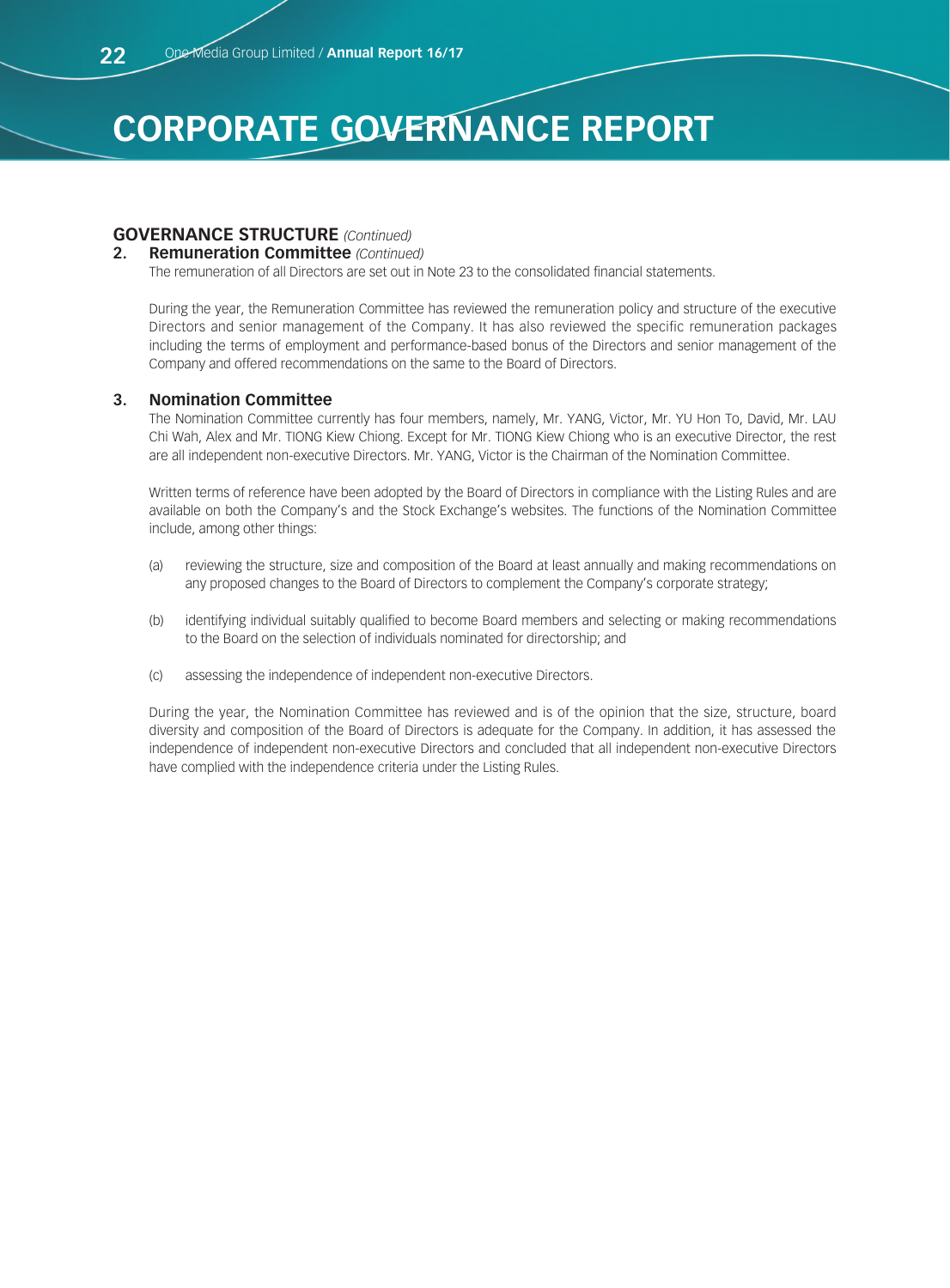# CORPORATE GOVERNANCE REPORT

## GOVERNANCE STRUCTURE *(Continued)*

### 2. Remuneration Committee *(Continued)*

The remuneration of all Directors are set out in Note 23 to the consolidated financial statements.

During the year, the Remuneration Committee has reviewed the remuneration policy and structure of the executive Directors and senior management of the Company. It has also reviewed the specific remuneration packages including the terms of employment and performance-based bonus of the Directors and senior management of the Company and offered recommendations on the same to the Board of Directors.

### 3. Nomination Committee

The Nomination Committee currently has four members, namely, Mr. YANG, Victor, Mr. YU Hon To, David, Mr. LAU Chi Wah, Alex and Mr. TIONG Kiew Chiong. Except for Mr. TIONG Kiew Chiong who is an executive Director, the rest are all independent non-executive Directors. Mr. YANG, Victor is the Chairman of the Nomination Committee.

Written terms of reference have been adopted by the Board of Directors in compliance with the Listing Rules and are available on both the Company's and the Stock Exchange's websites. The functions of the Nomination Committee include, among other things:

(a) reviewing the structure, size and composition of the Board at least annually and making recommendations on any proposed changes to the Board of Directors to complement the Company's corporate strategy;

(b) identifying individual suitably qualified to become Board members and selecting or making recommendations to the Board on the selection of individuals nominated for directorship; and

(c) assessing the independence of independent non-executive Directors.

During the year, the Nomination Committee has reviewed and is of the opinion that the size, structure, board diversity and composition of the Board of Directors is adequate for the Company. In addition, it has assessed the independence of independent non-executive Directors and concluded that all independent non-executive Directors have complied with the independence criteria under the Listing Rules.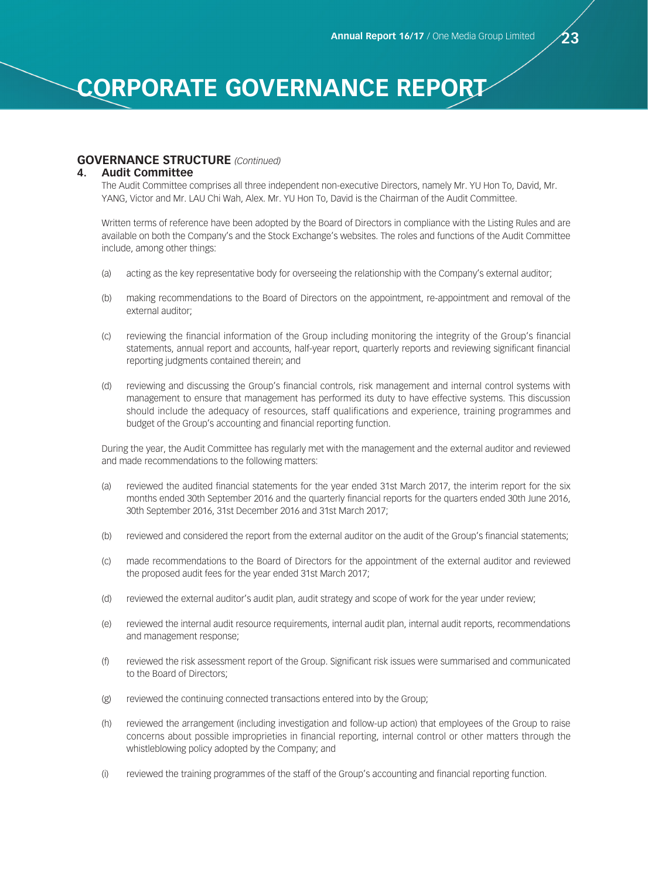# CORPORATE GOVERNANCE REPORT

## GOVERNANCE STRUCTURE *(Continued)*

### 4. Audit Committee

The Audit Committee comprises all three independent non-executive Directors, namely Mr. YU Hon To, David, Mr. YANG, Victor and Mr. LAU Chi Wah, Alex. Mr. YU Hon To, David is the Chairman of the Audit Committee.

Written terms of reference have been adopted by the Board of Directors in compliance with the Listing Rules and are available on both the Company's and the Stock Exchange's websites. The roles and functions of the Audit Committee include, among other things:

(a) acting as the key representative body for overseeing the relationship with the Company's external auditor;

(b) making recommendations to the Board of Directors on the appointment, re-appointment and removal of the external auditor;

(c) reviewing the financial information of the Group including monitoring the integrity of the Group's financial statements, annual report and accounts, half-year report, quarterly reports and reviewing significant financial reporting judgments contained therein; and

(d) reviewing and discussing the Group's financial controls, risk management and internal control systems with management to ensure that management has performed its duty to have effective systems. This discussion should include the adequacy of resources, staff qualifications and experience, training programmes and budget of the Group's accounting and financial reporting function.

During the year, the Audit Committee has regularly met with the management and the external auditor and reviewed and made recommendations to the following matters:

(a) reviewed the audited financial statements for the year ended 31st March 2017, the interim report for the six months ended 30th September 2016 and the quarterly financial reports for the quarters ended 30th June 2016, 30th September 2016, 31st December 2016 and 31st March 2017;

(b) reviewed and considered the report from the external auditor on the audit of the Group's financial statements;

(c) made recommendations to the Board of Directors for the appointment of the external auditor and reviewed the proposed audit fees for the year ended 31st March 2017;

(d) reviewed the external auditor's audit plan, audit strategy and scope of work for the year under review;

(e) reviewed the internal audit resource requirements, internal audit plan, internal audit reports, recommendations and management response;

(f) reviewed the risk assessment report of the Group. Significant risk issues were summarised and communicated to the Board of Directors;

(g) reviewed the continuing connected transactions entered into by the Group;

(h) reviewed the arrangement (including investigation and follow-up action) that employees of the Group to raise concerns about possible improprieties in financial reporting, internal control or other matters through the whistleblowing policy adopted by the Company; and

(i) reviewed the training programmes of the staff of the Group's accounting and financial reporting function.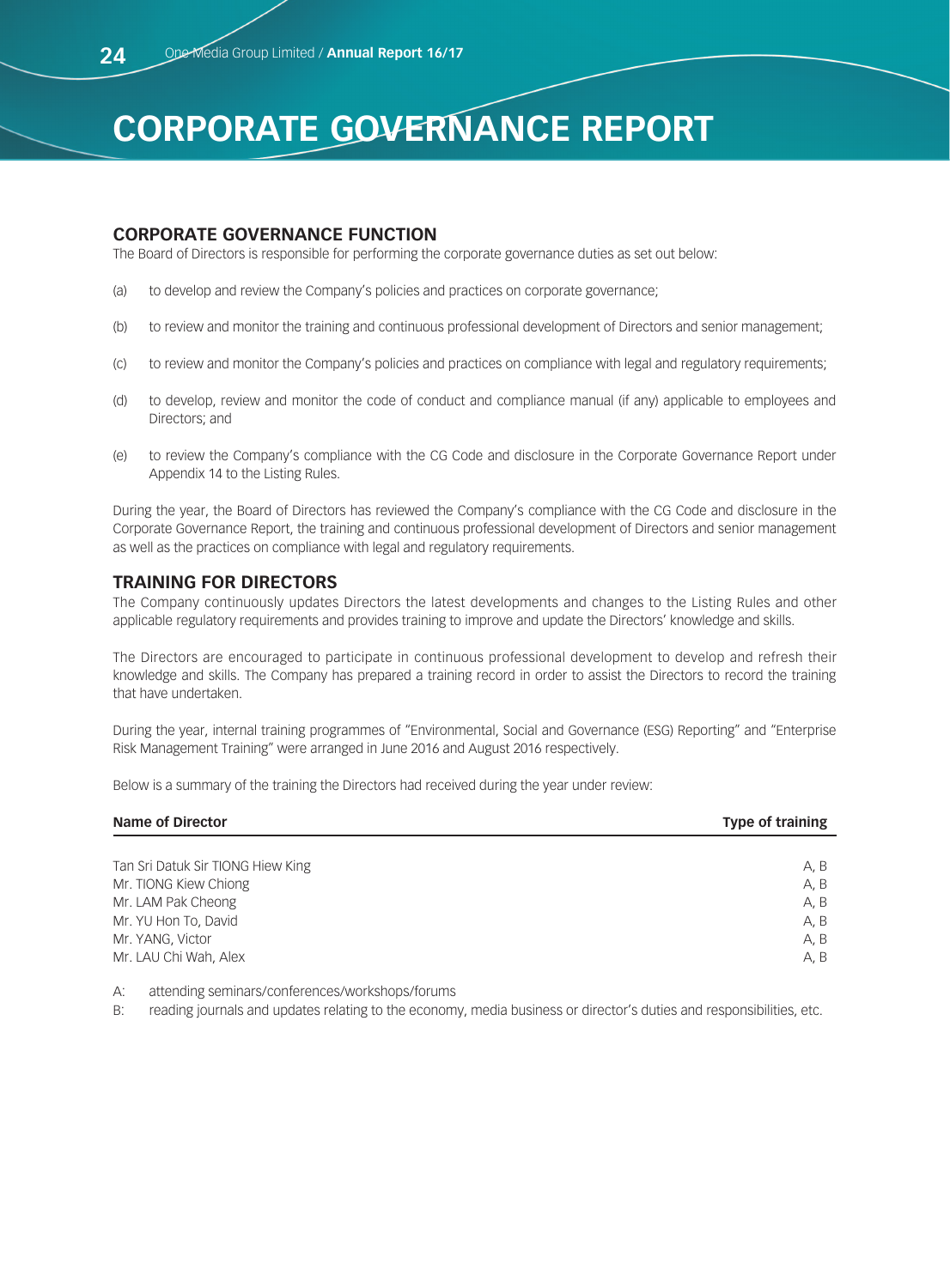# CORPORATE GOVERNANCE REPORT

## CORPORATE GOVERNANCE FUNCTION

The Board of Directors is responsible for performing the corporate governance duties as set out below:

(a) to develop and review the Company's policies and practices on corporate governance;

(b) to review and monitor the training and continuous professional development of Directors and senior management;

(c) to review and monitor the Company's policies and practices on compliance with legal and regulatory requirements;

(d) to develop, review and monitor the code of conduct and compliance manual (if any) applicable to employees and Directors; and

(e) to review the Company's compliance with the CG Code and disclosure in the Corporate Governance Report under Appendix 14 to the Listing Rules.

During the year, the Board of Directors has reviewed the Company's compliance with the CG Code and disclosure in the Corporate Governance Report, the training and continuous professional development of Directors and senior management as well as the practices on compliance with legal and regulatory requirements.

## TRAINING FOR DIRECTORS

The Company continuously updates Directors the latest developments and changes to the Listing Rules and other applicable regulatory requirements and provides training to improve and update the Directors' knowledge and skills.

The Directors are encouraged to participate in continuous professional development to develop and refresh their knowledge and skills. The Company has prepared a training record in order to assist the Directors to record the training that have undertaken.

During the year, internal training programmes of "Environmental, Social and Governance (ESG) Reporting" and "Enterprise Risk Management Training" were arranged in June 2016 and August 2016 respectively.

Below is a summary of the training the Directors had received during the year under review:

| Name of Director | Type of training |
|---|---|
| Tan Sri Datuk Sir TIONG Hiew King | A, B |
| Mr. TIONG Kiew Chiong | A, B |
| Mr. LAM Pak Cheong | A, B |
| Mr. YU Hon To, David | A, B |
| Mr. YANG, Victor | A, B |
| Mr. LAU Chi Wah, Alex | A, B |

A: attending seminars/conferences/workshops/forums

B: reading journals and updates relating to the economy, media business or director's duties and responsibilities, etc.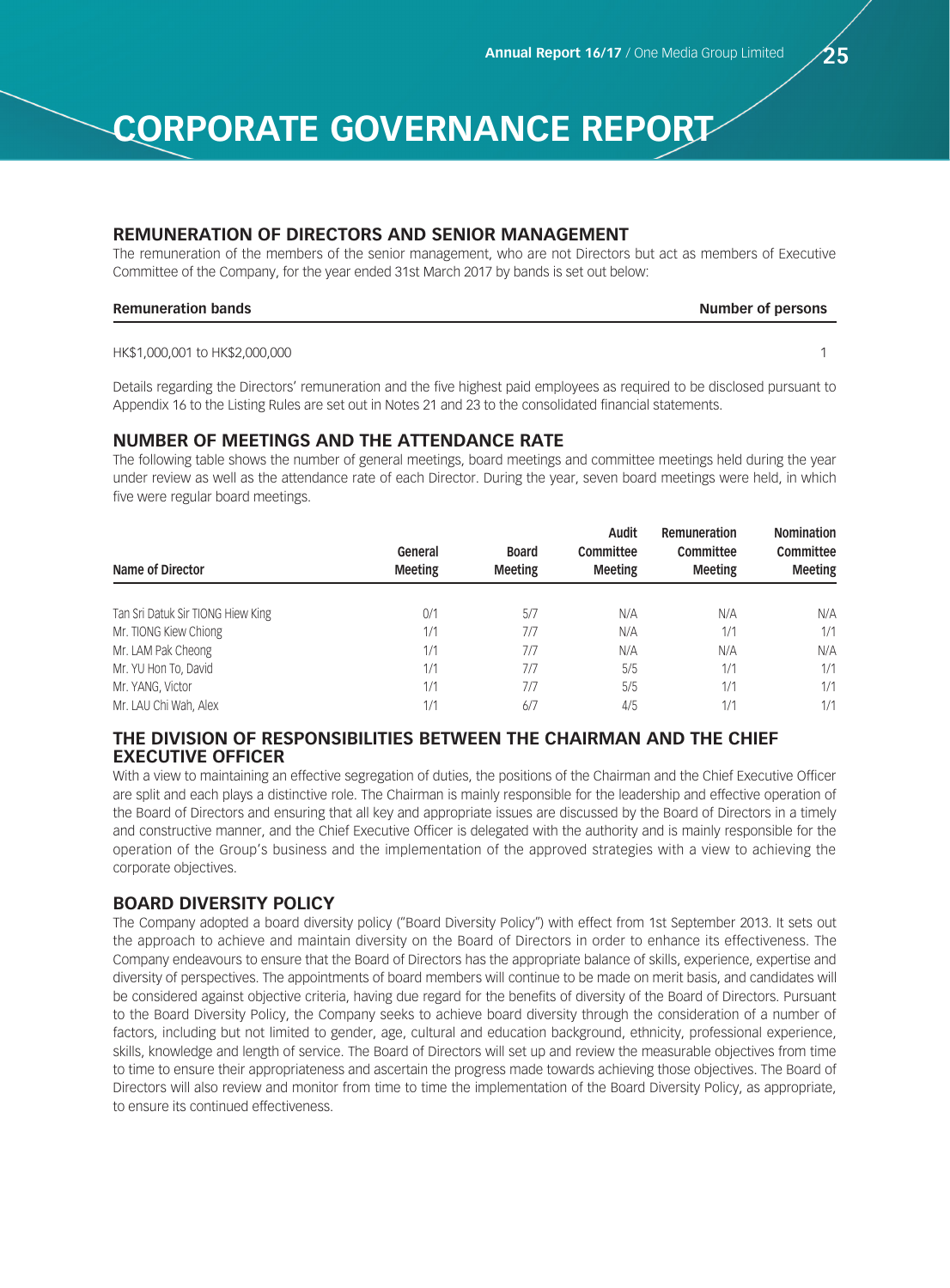# CORPORATE GOVERNANCE REPORT

## REMUNERATION OF DIRECTORS AND SENIOR MANAGEMENT

The remuneration of the members of the senior management, who are not Directors but act as members of Executive Committee of the Company, for the year ended 31st March 2017 by bands is set out below:

| Remuneration bands | Number of persons |
|---|---|
| HK$1,000,001 to HK$2,000,000 | 1 |

Details regarding the Directors' remuneration and the five highest paid employees as required to be disclosed pursuant to Appendix 16 to the Listing Rules are set out in Notes 21 and 23 to the consolidated financial statements.

## NUMBER OF MEETINGS AND THE ATTENDANCE RATE

The following table shows the number of general meetings, board meetings and committee meetings held during the year under review as well as the attendance rate of each Director. During the year, seven board meetings were held, in which five were regular board meetings.

| Name of Director | General Meeting | Board Meeting | Audit Committee Meeting | Remuneration Committee Meeting | Nomination Committee Meeting |
|---|---|---|---|---|---|
| Tan Sri Datuk Sir TIONG Hiew King | 0/1 | 5/7 | N/A | N/A | N/A |
| Mr. TIONG Kiew Chiong | 1/1 | 7/7 | N/A | 1/1 | 1/1 |
| Mr. LAM Pak Cheong | 1/1 | 7/7 | N/A | N/A | N/A |
| Mr. YU Hon To, David | 1/1 | 7/7 | 5/5 | 1/1 | 1/1 |
| Mr. YANG, Victor | 1/1 | 7/7 | 5/5 | 1/1 | 1/1 |
| Mr. LAU Chi Wah, Alex | 1/1 | 6/7 | 4/5 | 1/1 | 1/1 |

## THE DIVISION OF RESPONSIBILITIES BETWEEN THE CHAIRMAN AND THE CHIEF EXECUTIVE OFFICER

With a view to maintaining an effective segregation of duties, the positions of the Chairman and the Chief Executive Officer are split and each plays a distinctive role. The Chairman is mainly responsible for the leadership and effective operation of the Board of Directors and ensuring that all key and appropriate issues are discussed by the Board of Directors in a timely and constructive manner, and the Chief Executive Officer is delegated with the authority and is mainly responsible for the operation of the Group's business and the implementation of the approved strategies with a view to achieving the corporate objectives.

## BOARD DIVERSITY POLICY

The Company adopted a board diversity policy ("Board Diversity Policy") with effect from 1st September 2013. It sets out the approach to achieve and maintain diversity on the Board of Directors in order to enhance its effectiveness. The Company endeavours to ensure that the Board of Directors has the appropriate balance of skills, experience, expertise and diversity of perspectives. The appointments of board members will continue to be made on merit basis, and candidates will be considered against objective criteria, having due regard for the benefits of diversity of the Board of Directors. Pursuant to the Board Diversity Policy, the Company seeks to achieve board diversity through the consideration of a number of factors, including but not limited to gender, age, cultural and education background, ethnicity, professional experience, skills, knowledge and length of service. The Board of Directors will set up and review the measurable objectives from time to time to ensure their appropriateness and ascertain the progress made towards achieving those objectives. The Board of Directors will also review and monitor from time to time the implementation of the Board Diversity Policy, as appropriate, to ensure its continued effectiveness.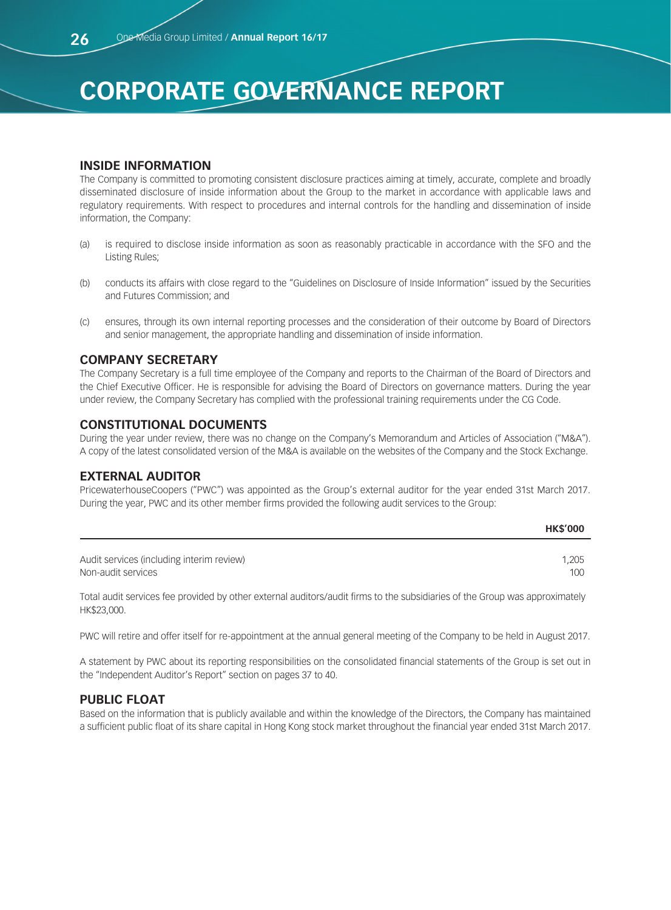// Corporate Governance Report
# CORPORATE GOVERNANCE REPORT

## INSIDE INFORMATION

The Company is committed to promoting consistent disclosure practices aiming at timely, accurate, complete and broadly disseminated disclosure of inside information about the Group to the market in accordance with applicable laws and regulatory requirements. With respect to procedures and internal controls for the handling and dissemination of inside information, the Company:

(a) is required to disclose inside information as soon as reasonably practicable in accordance with the SFO and the Listing Rules;

(b) conducts its affairs with close regard to the "Guidelines on Disclosure of Inside Information" issued by the Securities and Futures Commission; and

(c) ensures, through its own internal reporting processes and the consideration of their outcome by Board of Directors and senior management, the appropriate handling and dissemination of inside information.

## COMPANY SECRETARY

The Company Secretary is a full time employee of the Company and reports to the Chairman of the Board of Directors and the Chief Executive Officer. He is responsible for advising the Board of Directors on governance matters. During the year under review, the Company Secretary has complied with the professional training requirements under the CG Code.

## CONSTITUTIONAL DOCUMENTS

During the year under review, there was no change on the Company's Memorandum and Articles of Association ("M&A"). A copy of the latest consolidated version of the M&A is available on the websites of the Company and the Stock Exchange.

## EXTERNAL AUDITOR

PricewaterhouseCoopers ("PWC") was appointed as the Group's external auditor for the year ended 31st March 2017. During the year, PWC and its other member firms provided the following audit services to the Group:

| | HK$'000 |
|---|---|
| Audit services (including interim review) | 1,205 |
| Non-audit services | 100 |

Total audit services fee provided by other external auditors/audit firms to the subsidiaries of the Group was approximately HK$23,000.

PWC will retire and offer itself for re-appointment at the annual general meeting of the Company to be held in August 2017.

A statement by PWC about its reporting responsibilities on the consolidated financial statements of the Group is set out in the "Independent Auditor's Report" section on pages 37 to 40.

## PUBLIC FLOAT

Based on the information that is publicly available and within the knowledge of the Directors, the Company has maintained a sufficient public float of its share capital in Hong Kong stock market throughout the financial year ended 31st March 2017.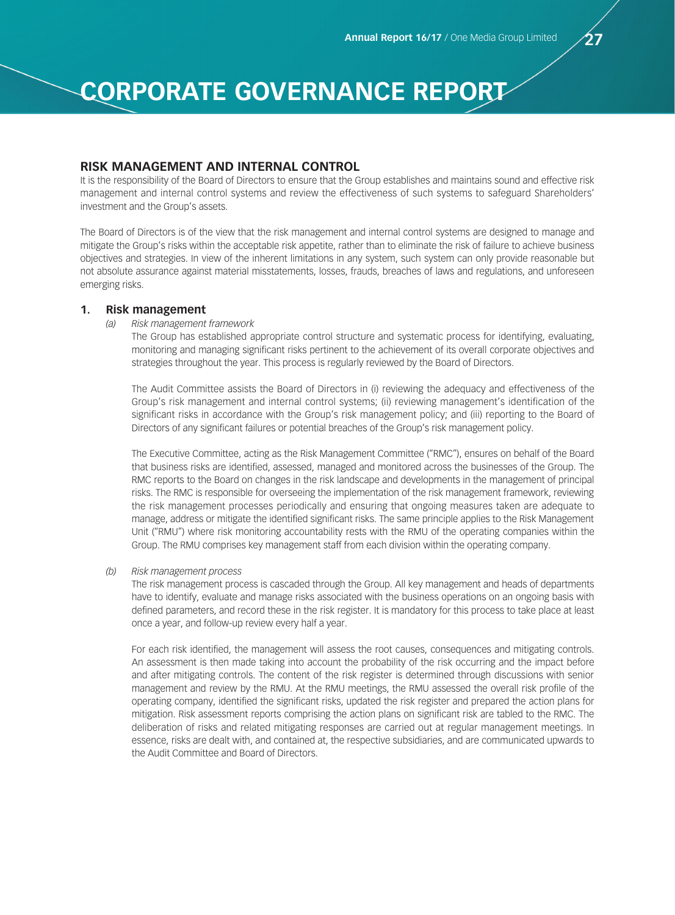# CORPORATE GOVERNANCE REPORT

## RISK MANAGEMENT AND INTERNAL CONTROL

It is the responsibility of the Board of Directors to ensure that the Group establishes and maintains sound and effective risk management and internal control systems and review the effectiveness of such systems to safeguard Shareholders' investment and the Group's assets.

The Board of Directors is of the view that the risk management and internal control systems are designed to manage and mitigate the Group's risks within the acceptable risk appetite, rather than to eliminate the risk of failure to achieve business objectives and strategies. In view of the inherent limitations in any system, such system can only provide reasonable but not absolute assurance against material misstatements, losses, frauds, breaches of laws and regulations, and unforeseen emerging risks.

### 1. Risk management

*(a) Risk management framework*

The Group has established appropriate control structure and systematic process for identifying, evaluating, monitoring and managing significant risks pertinent to the achievement of its overall corporate objectives and strategies throughout the year. This process is regularly reviewed by the Board of Directors.

The Audit Committee assists the Board of Directors in (i) reviewing the adequacy and effectiveness of the Group's risk management and internal control systems; (ii) reviewing management's identification of the significant risks in accordance with the Group's risk management policy; and (iii) reporting to the Board of Directors of any significant failures or potential breaches of the Group's risk management policy.

The Executive Committee, acting as the Risk Management Committee ("RMC"), ensures on behalf of the Board that business risks are identified, assessed, managed and monitored across the businesses of the Group. The RMC reports to the Board on changes in the risk landscape and developments in the management of principal risks. The RMC is responsible for overseeing the implementation of the risk management framework, reviewing the risk management processes periodically and ensuring that ongoing measures taken are adequate to manage, address or mitigate the identified significant risks. The same principle applies to the Risk Management Unit ("RMU") where risk monitoring accountability rests with the RMU of the operating companies within the Group. The RMU comprises key management staff from each division within the operating company.

*(b) Risk management process*

The risk management process is cascaded through the Group. All key management and heads of departments have to identify, evaluate and manage risks associated with the business operations on an ongoing basis with defined parameters, and record these in the risk register. It is mandatory for this process to take place at least once a year, and follow-up review every half a year.

For each risk identified, the management will assess the root causes, consequences and mitigating controls. An assessment is then made taking into account the probability of the risk occurring and the impact before and after mitigating controls. The content of the risk register is determined through discussions with senior management and review by the RMU. At the RMU meetings, the RMU assessed the overall risk profile of the operating company, identified the significant risks, updated the risk register and prepared the action plans for mitigation. Risk assessment reports comprising the action plans on significant risk are tabled to the RMC. The deliberation of risks and related mitigating responses are carried out at regular management meetings. In essence, risks are dealt with, and contained at, the respective subsidiaries, and are communicated upwards to the Audit Committee and Board of Directors.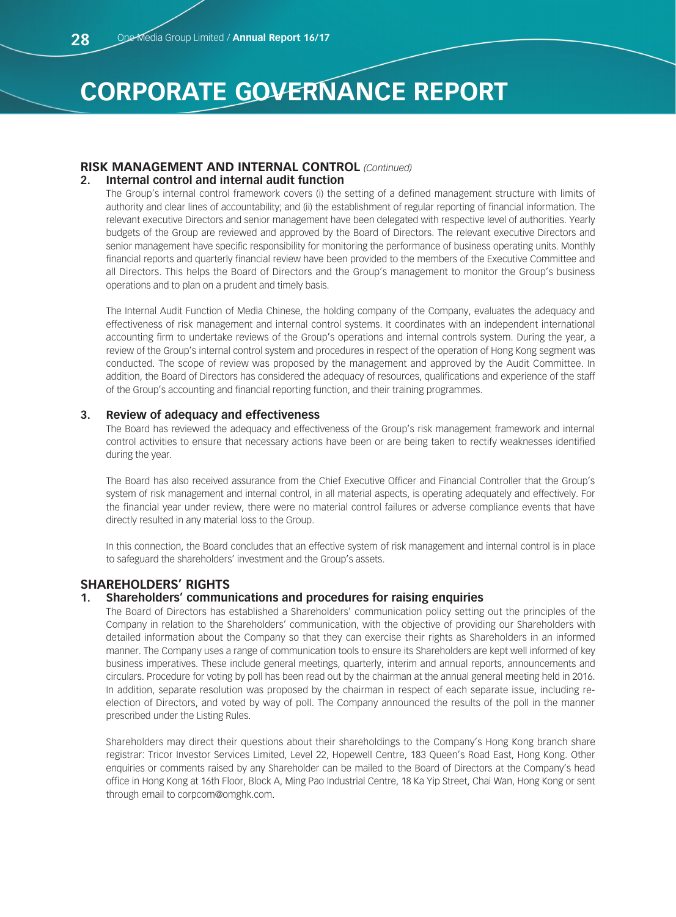# CORPORATE GOVERNANCE REPORT

## RISK MANAGEMENT AND INTERNAL CONTROL *(Continued)*

### 2. Internal control and internal audit function

The Group's internal control framework covers (i) the setting of a defined management structure with limits of authority and clear lines of accountability; and (ii) the establishment of regular reporting of financial information. The relevant executive Directors and senior management have been delegated with respective level of authorities. Yearly budgets of the Group are reviewed and approved by the Board of Directors. The relevant executive Directors and senior management have specific responsibility for monitoring the performance of business operating units. Monthly financial reports and quarterly financial review have been provided to the members of the Executive Committee and all Directors. This helps the Board of Directors and the Group's management to monitor the Group's business operations and to plan on a prudent and timely basis.

The Internal Audit Function of Media Chinese, the holding company of the Company, evaluates the adequacy and effectiveness of risk management and internal control systems. It coordinates with an independent international accounting firm to undertake reviews of the Group's operations and internal controls system. During the year, a review of the Group's internal control system and procedures in respect of the operation of Hong Kong segment was conducted. The scope of review was proposed by the management and approved by the Audit Committee. In addition, the Board of Directors has considered the adequacy of resources, qualifications and experience of the staff of the Group's accounting and financial reporting function, and their training programmes.

### 3. Review of adequacy and effectiveness

The Board has reviewed the adequacy and effectiveness of the Group's risk management framework and internal control activities to ensure that necessary actions have been or are being taken to rectify weaknesses identified during the year.

The Board has also received assurance from the Chief Executive Officer and Financial Controller that the Group's system of risk management and internal control, in all material aspects, is operating adequately and effectively. For the financial year under review, there were no material control failures or adverse compliance events that have directly resulted in any material loss to the Group.

In this connection, the Board concludes that an effective system of risk management and internal control is in place to safeguard the shareholders' investment and the Group's assets.

## SHAREHOLDERS' RIGHTS

### 1. Shareholders' communications and procedures for raising enquiries

The Board of Directors has established a Shareholders' communication policy setting out the principles of the Company in relation to the Shareholders' communication, with the objective of providing our Shareholders with detailed information about the Company so that they can exercise their rights as Shareholders in an informed manner. The Company uses a range of communication tools to ensure its Shareholders are kept well informed of key business imperatives. These include general meetings, quarterly, interim and annual reports, announcements and circulars. Procedure for voting by poll has been read out by the chairman at the annual general meeting held in 2016. In addition, separate resolution was proposed by the chairman in respect of each separate issue, including re-election of Directors, and voted by way of poll. The Company announced the results of the poll in the manner prescribed under the Listing Rules.

Shareholders may direct their questions about their shareholdings to the Company's Hong Kong branch share registrar: Tricor Investor Services Limited, Level 22, Hopewell Centre, 183 Queen's Road East, Hong Kong. Other enquiries or comments raised by any Shareholder can be mailed to the Board of Directors at the Company's head office in Hong Kong at 16th Floor, Block A, Ming Pao Industrial Centre, 18 Ka Yip Street, Chai Wan, Hong Kong or sent through email to corpcom@omghk.com.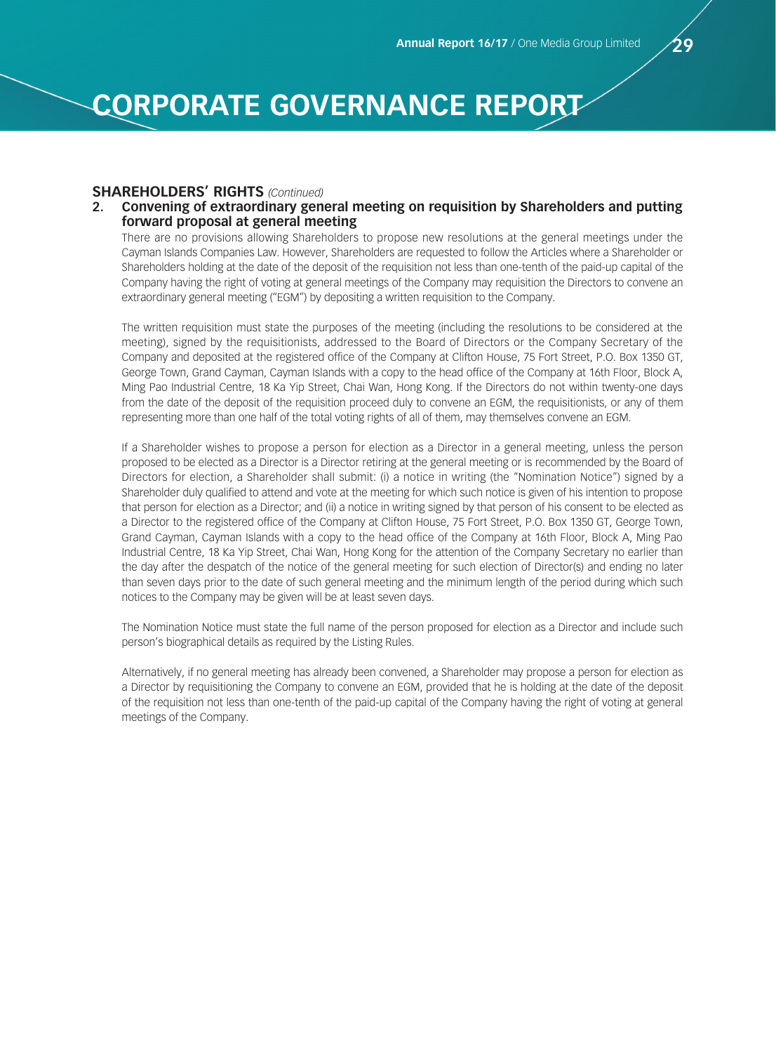# CORPORATE GOVERNANCE REPORT

## SHAREHOLDERS' RIGHTS *(Continued)*

### 2. Convening of extraordinary general meeting on requisition by Shareholders and putting forward proposal at general meeting

There are no provisions allowing Shareholders to propose new resolutions at the general meetings under the Cayman Islands Companies Law. However, Shareholders are requested to follow the Articles where a Shareholder or Shareholders holding at the date of the deposit of the requisition not less than one-tenth of the paid-up capital of the Company having the right of voting at general meetings of the Company may requisition the Directors to convene an extraordinary general meeting ("EGM") by depositing a written requisition to the Company.

The written requisition must state the purposes of the meeting (including the resolutions to be considered at the meeting), signed by the requisitionists, addressed to the Board of Directors or the Company Secretary of the Company and deposited at the registered office of the Company at Clifton House, 75 Fort Street, P.O. Box 1350 GT, George Town, Grand Cayman, Cayman Islands with a copy to the head office of the Company at 16th Floor, Block A, Ming Pao Industrial Centre, 18 Ka Yip Street, Chai Wan, Hong Kong. If the Directors do not within twenty-one days from the date of the deposit of the requisition proceed duly to convene an EGM, the requisitionists, or any of them representing more than one half of the total voting rights of all of them, may themselves convene an EGM.

If a Shareholder wishes to propose a person for election as a Director in a general meeting, unless the person proposed to be elected as a Director is a Director retiring at the general meeting or is recommended by the Board of Directors for election, a Shareholder shall submit: (i) a notice in writing (the "Nomination Notice") signed by a Shareholder duly qualified to attend and vote at the meeting for which such notice is given of his intention to propose that person for election as a Director; and (ii) a notice in writing signed by that person of his consent to be elected as a Director to the registered office of the Company at Clifton House, 75 Fort Street, P.O. Box 1350 GT, George Town, Grand Cayman, Cayman Islands with a copy to the head office of the Company at 16th Floor, Block A, Ming Pao Industrial Centre, 18 Ka Yip Street, Chai Wan, Hong Kong for the attention of the Company Secretary no earlier than the day after the despatch of the notice of the general meeting for such election of Director(s) and ending no later than seven days prior to the date of such general meeting and the minimum length of the period during which such notices to the Company may be given will be at least seven days.

The Nomination Notice must state the full name of the person proposed for election as a Director and include such person's biographical details as required by the Listing Rules.

Alternatively, if no general meeting has already been convened, a Shareholder may propose a person for election as a Director by requisitioning the Company to convene an EGM, provided that he is holding at the date of the deposit of the requisition not less than one-tenth of the paid-up capital of the Company having the right of voting at general meetings of the Company.